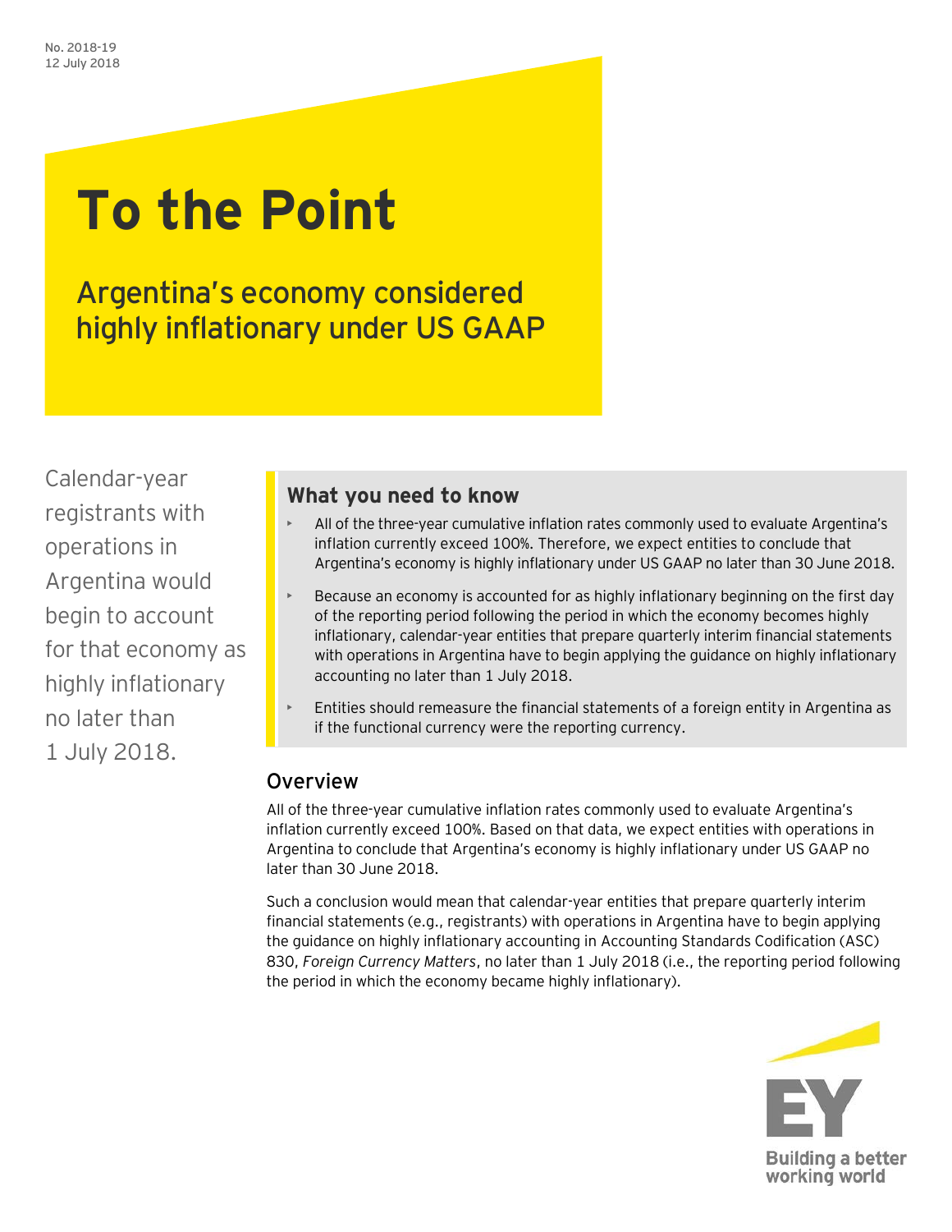No. 2018-19
12 July 2018

# To the Point

## Argentina's economy considered highly inflationary under US GAAP

Calendar-year registrants with operations in Argentina would begin to account for that economy as highly inflationary no later than 1 July 2018.

### What you need to know

- All of the three-year cumulative inflation rates commonly used to evaluate Argentina's inflation currently exceed 100%. Therefore, we expect entities to conclude that Argentina's economy is highly inflationary under US GAAP no later than 30 June 2018.
- Because an economy is accounted for as highly inflationary beginning on the first day of the reporting period following the period in which the economy becomes highly inflationary, calendar-year entities that prepare quarterly interim financial statements with operations in Argentina have to begin applying the guidance on highly inflationary accounting no later than 1 July 2018.
- Entities should remeasure the financial statements of a foreign entity in Argentina as if the functional currency were the reporting currency.

## Overview

All of the three-year cumulative inflation rates commonly used to evaluate Argentina's inflation currently exceed 100%. Based on that data, we expect entities with operations in Argentina to conclude that Argentina's economy is highly inflationary under US GAAP no later than 30 June 2018.

Such a conclusion would mean that calendar-year entities that prepare quarterly interim financial statements (e.g., registrants) with operations in Argentina have to begin applying the guidance on highly inflationary accounting in Accounting Standards Codification (ASC) 830, *Foreign Currency Matters*, no later than 1 July 2018 (i.e., the reporting period following the period in which the economy became highly inflationary).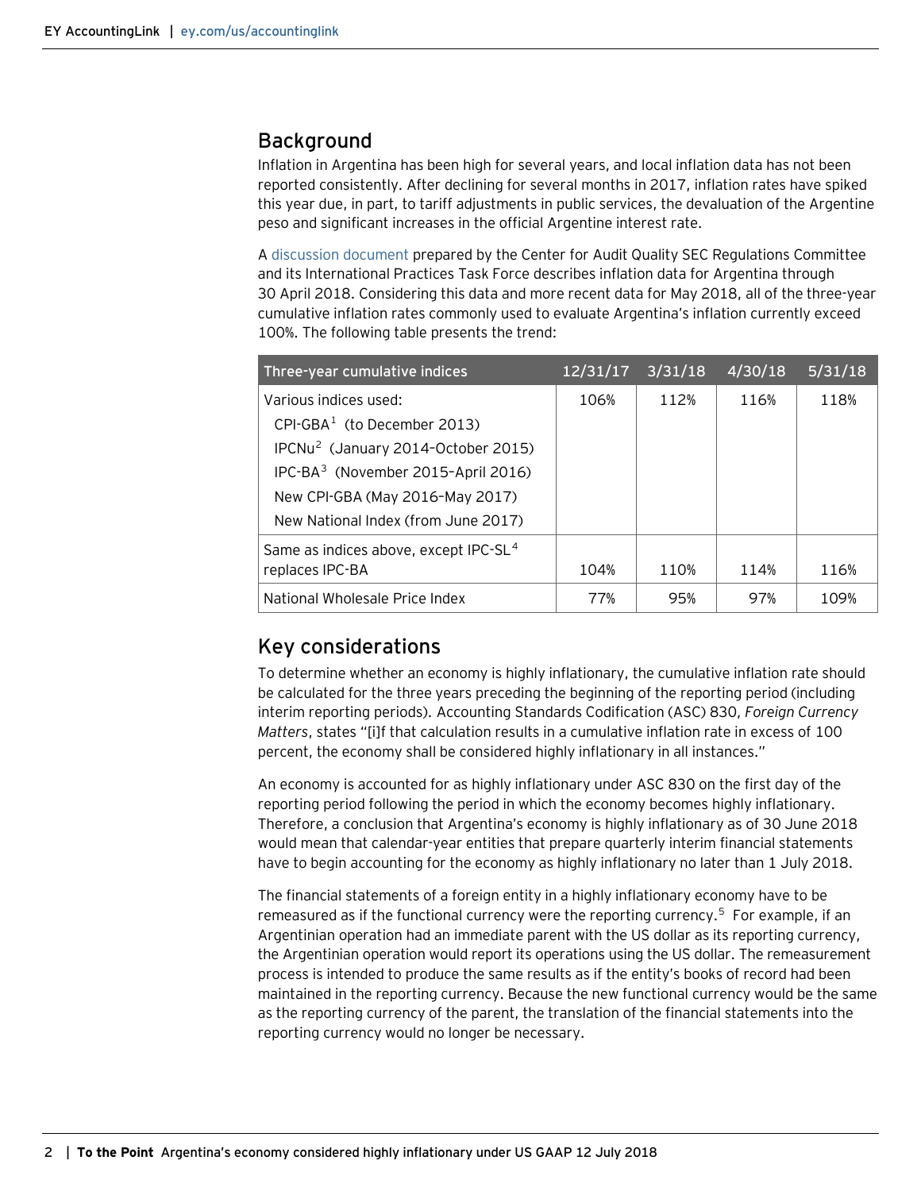## Background

Inflation in Argentina has been high for several years, and local inflation data has not been reported consistently. After declining for several months in 2017, inflation rates have spiked this year due, in part, to tariff adjustments in public services, the devaluation of the Argentine peso and significant increases in the official Argentine interest rate.

A discussion document prepared by the Center for Audit Quality SEC Regulations Committee and its International Practices Task Force describes inflation data for Argentina through 30 April 2018. Considering this data and more recent data for May 2018, all of the three-year cumulative inflation rates commonly used to evaluate Argentina's inflation currently exceed 100%. The following table presents the trend:

| Three-year cumulative indices | 12/31/17 | 3/31/18 | 4/30/18 | 5/31/18 |
|---|---|---|---|---|
| Various indices used:<br>CPI-GBA[1] (to December 2013)<br>IPCNu[2] (January 2014–October 2015)<br>IPC-BA[3] (November 2015–April 2016)<br>New CPI-GBA (May 2016–May 2017)<br>New National Index (from June 2017) | 106% | 112% | 116% | 118% |
| Same as indices above, except IPC-SL[4] replaces IPC-BA | 104% | 110% | 114% | 116% |
| National Wholesale Price Index | 77% | 95% | 97% | 109% |

## Key considerations

To determine whether an economy is highly inflationary, the cumulative inflation rate should be calculated for the three years preceding the beginning of the reporting period (including interim reporting periods). Accounting Standards Codification (ASC) 830, *Foreign Currency Matters*, states "[i]f that calculation results in a cumulative inflation rate in excess of 100 percent, the economy shall be considered highly inflationary in all instances."

An economy is accounted for as highly inflationary under ASC 830 on the first day of the reporting period following the period in which the economy becomes highly inflationary. Therefore, a conclusion that Argentina's economy is highly inflationary as of 30 June 2018 would mean that calendar-year entities that prepare quarterly interim financial statements have to begin accounting for the economy as highly inflationary no later than 1 July 2018.

The financial statements of a foreign entity in a highly inflationary economy have to be remeasured as if the functional currency were the reporting currency.[5] For example, if an Argentinian operation had an immediate parent with the US dollar as its reporting currency, the Argentinian operation would report its operations using the US dollar. The remeasurement process is intended to produce the same results as if the entity's books of record had been maintained in the reporting currency. Because the new functional currency would be the same as the reporting currency of the parent, the translation of the financial statements into the reporting currency would no longer be necessary.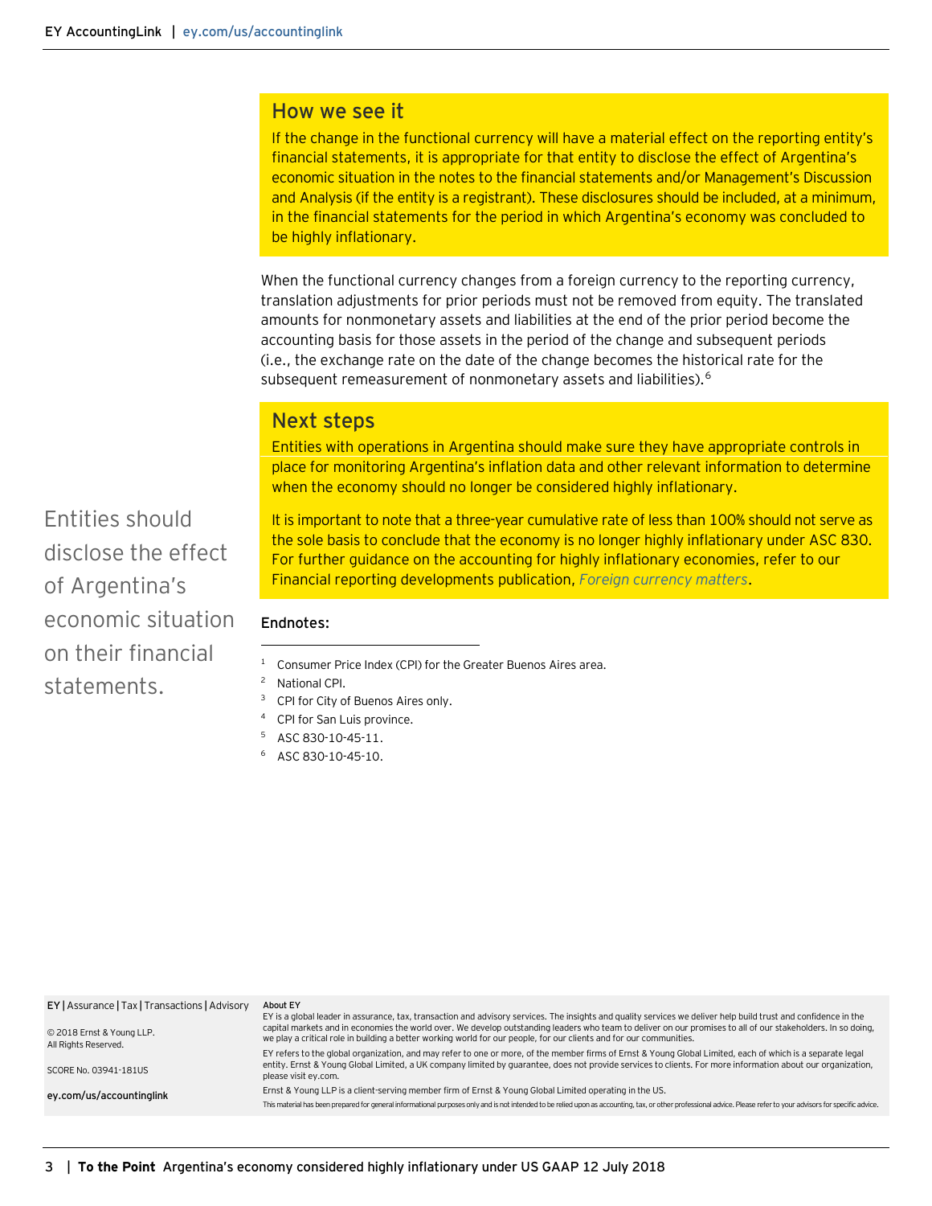## How we see it

If the change in the functional currency will have a material effect on the reporting entity's financial statements, it is appropriate for that entity to disclose the effect of Argentina's economic situation in the notes to the financial statements and/or Management's Discussion and Analysis (if the entity is a registrant). These disclosures should be included, at a minimum, in the financial statements for the period in which Argentina's economy was concluded to be highly inflationary.

When the functional currency changes from a foreign currency to the reporting currency, translation adjustments for prior periods must not be removed from equity. The translated amounts for nonmonetary assets and liabilities at the end of the prior period become the accounting basis for those assets in the period of the change and subsequent periods (i.e., the exchange rate on the date of the change becomes the historical rate for the subsequent remeasurement of nonmonetary assets and liabilities).[6]

## Next steps

Entities with operations in Argentina should make sure they have appropriate controls in place for monitoring Argentina's inflation data and other relevant information to determine when the economy should no longer be considered highly inflationary.

It is important to note that a three-year cumulative rate of less than 100% should not serve as the sole basis to conclude that the economy is no longer highly inflationary under ASC 830. For further guidance on the accounting for highly inflationary economies, refer to our Financial reporting developments publication, *Foreign currency matters*.

Entities should disclose the effect of Argentina's economic situation on their financial statements.

**Endnotes:**

1. Consumer Price Index (CPI) for the Greater Buenos Aires area.
2. National CPI.
3. CPI for City of Buenos Aires only.
4. CPI for San Luis province.
5. ASC 830-10-45-11.
6. ASC 830-10-45-10.

EY | Assurance | Tax | Transactions | Advisory

© 2018 Ernst & Young LLP.
All Rights Reserved.

SCORE No. 03941-181US

**ey.com/us/accountinglink**

**About EY**
EY is a global leader in assurance, tax, transaction and advisory services. The insights and quality services we deliver help build trust and confidence in the capital markets and in economies the world over. We develop outstanding leaders who team to deliver on our promises to all of our stakeholders. In so doing, we play a critical role in building a better working world for our people, for our clients and for our communities.

EY refers to the global organization, and may refer to one or more, of the member firms of Ernst & Young Global Limited, each of which is a separate legal entity. Ernst & Young Global Limited, a UK company limited by guarantee, does not provide services to clients. For more information about our organization, please visit ey.com.

Ernst & Young LLP is a client-serving member firm of Ernst & Young Global Limited operating in the US.

This material has been prepared for general informational purposes only and is not intended to be relied upon as accounting, tax, or other professional advice. Please refer to your advisors for specific advice.